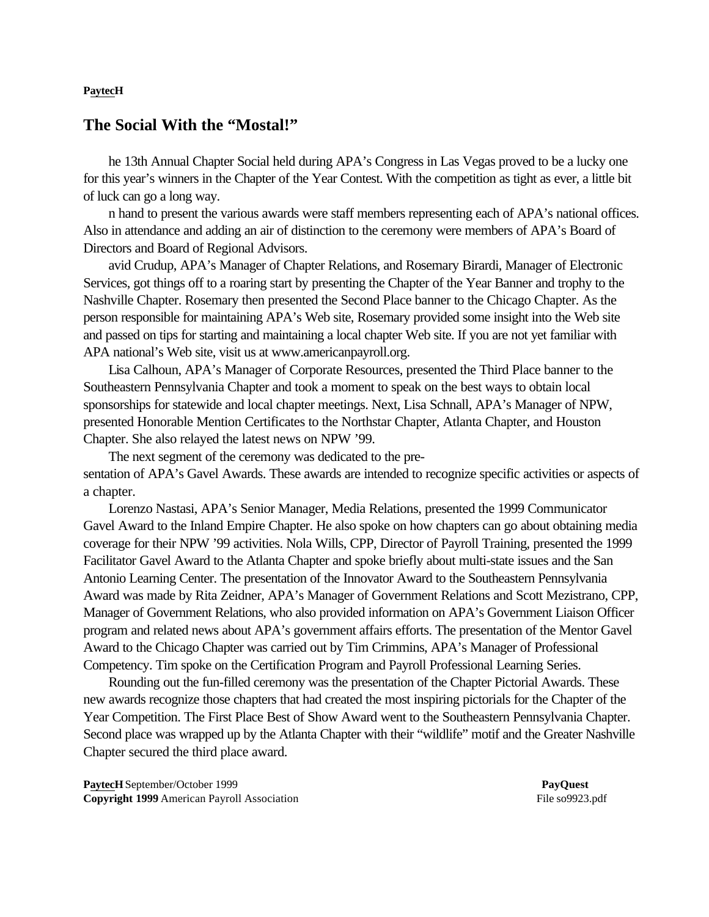## The Social With the "Mostal!"

he 13th Annual Chapter Social held during APA's Congress in Las Vegas proved to be a lucky one for this year's winners in the Chapter of the Year Contest. With the competition as tight as ever, a little bit of luck can go a long way.

n hand to present the various awards were staff members representing each of APA's national offices. Also in attendance and adding an air of distinction to the ceremony were members of APA's Board of Directors and Board of Regional Advisors.

avid Crudup, APA's Manager of Chapter Relations, and Rosemary Birardi, Manager of Electronic Services, got things off to a roaring start by presenting the Chapter of the Year Banner and trophy to the Nashville Chapter. Rosemary then presented the Second Place banner to the Chicago Chapter. As the person responsible for maintaining APA's Web site, Rosemary provided some insight into the Web site and passed on tips for starting and maintaining a local chapter Web site. If you are not yet familiar with APA national's Web site, visit us at www.americanpayroll.org.

Lisa Calhoun, APA's Manager of Corporate Resources, presented the Third Place banner to the Southeastern Pennsylvania Chapter and took a moment to speak on the best ways to obtain local sponsorships for statewide and local chapter meetings. Next, Lisa Schnall, APA's Manager of NPW, presented Honorable Mention Certificates to the Northstar Chapter, Atlanta Chapter, and Houston Chapter. She also relayed the latest news on NPW '99.

The next segment of the ceremony was dedicated to the presentation of APA's Gavel Awards. These awards are intended to recognize specific activities or aspects of a chapter.

Lorenzo Nastasi, APA's Senior Manager, Media Relations, presented the 1999 Communicator Gavel Award to the Inland Empire Chapter. He also spoke on how chapters can go about obtaining media coverage for their NPW '99 activities. Nola Wills, CPP, Director of Payroll Training, presented the 1999 Facilitator Gavel Award to the Atlanta Chapter and spoke briefly about multi-state issues and the San Antonio Learning Center. The presentation of the Innovator Award to the Southeastern Pennsylvania Award was made by Rita Zeidner, APA's Manager of Government Relations and Scott Mezistrano, CPP, Manager of Government Relations, who also provided information on APA's Government Liaison Officer program and related news about APA's government affairs efforts. The presentation of the Mentor Gavel Award to the Chicago Chapter was carried out by Tim Crimmins, APA's Manager of Professional Competency. Tim spoke on the Certification Program and Payroll Professional Learning Series.

Rounding out the fun-filled ceremony was the presentation of the Chapter Pictorial Awards. These new awards recognize those chapters that had created the most inspiring pictorials for the Chapter of the Year Competition. The First Place Best of Show Award went to the Southeastern Pennsylvania Chapter. Second place was wrapped up by the Atlanta Chapter with their "wildlife" motif and the Greater Nashville Chapter secured the third place award.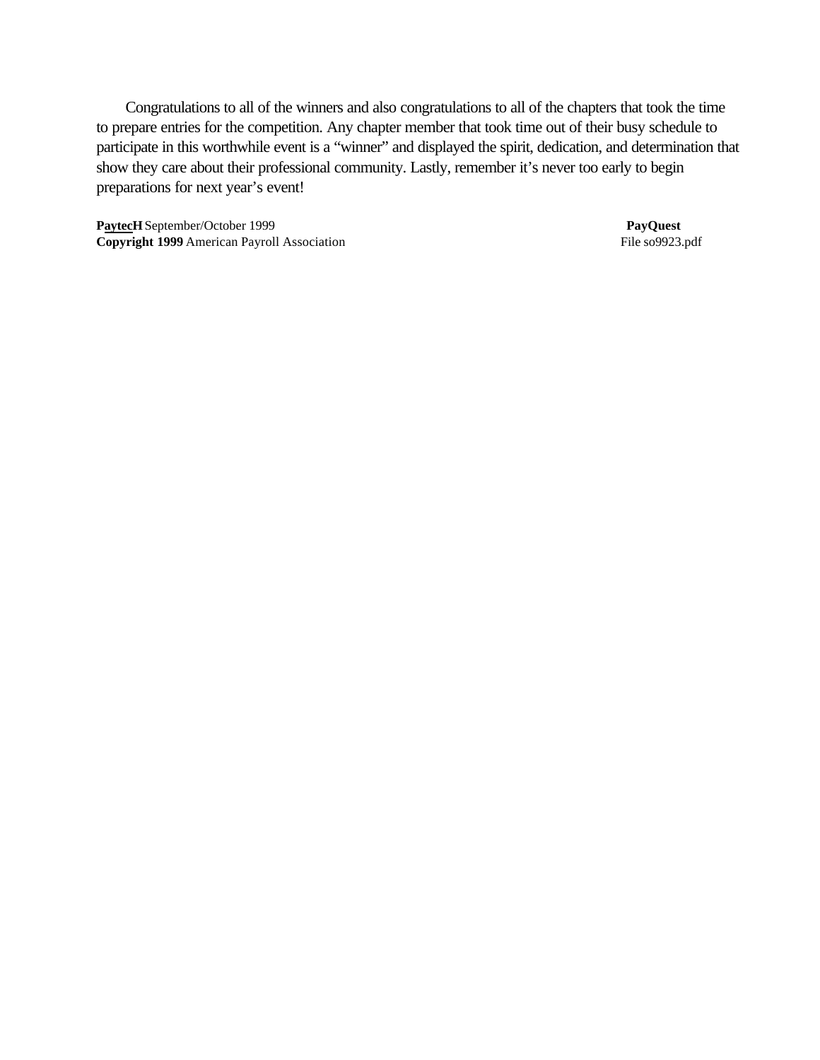Congratulations to all of the winners and also congratulations to all of the chapters that took the time to prepare entries for the competition. Any chapter member that took time out of their busy schedule to participate in this worthwhile event is a “winner” and displayed the spirit, dedication, and determination that show they care about their professional community. Lastly, remember it’s never too early to begin preparations for next year’s event!